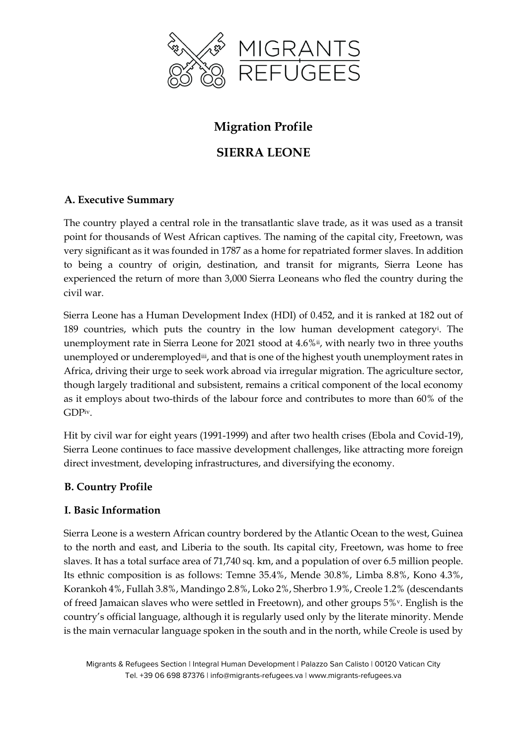# Migration Profile

# SIERRA LEONE

## A. Executive Summary

The country played a central role in the transatlantic slave trade, as it was used as a transit point for thousands of West African captives. The naming of the capital city, Freetown, was very significant as it was founded in 1787 as a home for repatriated former slaves. In addition to being a country of origin, destination, and transit for migrants, Sierra Leone has experienced the return of more than 3,000 Sierra Leoneans who fled the country during the civil war.

Sierra Leone has a Human Development Index (HDI) of 0.452, and it is ranked at 182 out of 189 countries, which puts the country in the low human development category[i]. The unemployment rate in Sierra Leone for 2021 stood at 4.6%[ii], with nearly two in three youths unemployed or underemployed[iii], and that is one of the highest youth unemployment rates in Africa, driving their urge to seek work abroad via irregular migration. The agriculture sector, though largely traditional and subsistent, remains a critical component of the local economy as it employs about two-thirds of the labour force and contributes to more than 60% of the GDP[iv].

Hit by civil war for eight years (1991-1999) and after two health crises (Ebola and Covid-19), Sierra Leone continues to face massive development challenges, like attracting more foreign direct investment, developing infrastructures, and diversifying the economy.

## B. Country Profile

### I. Basic Information

Sierra Leone is a western African country bordered by the Atlantic Ocean to the west, Guinea to the north and east, and Liberia to the south. Its capital city, Freetown, was home to free slaves. It has a total surface area of 71,740 sq. km, and a population of over 6.5 million people. Its ethnic composition is as follows: Temne 35.4%, Mende 30.8%, Limba 8.8%, Kono 4.3%, Korankoh 4%, Fullah 3.8%, Mandingo 2.8%, Loko 2%, Sherbro 1.9%, Creole 1.2% (descendants of freed Jamaican slaves who were settled in Freetown), and other groups 5%[v]. English is the country's official language, although it is regularly used only by the literate minority. Mende is the main vernacular language spoken in the south and in the north, while Creole is used by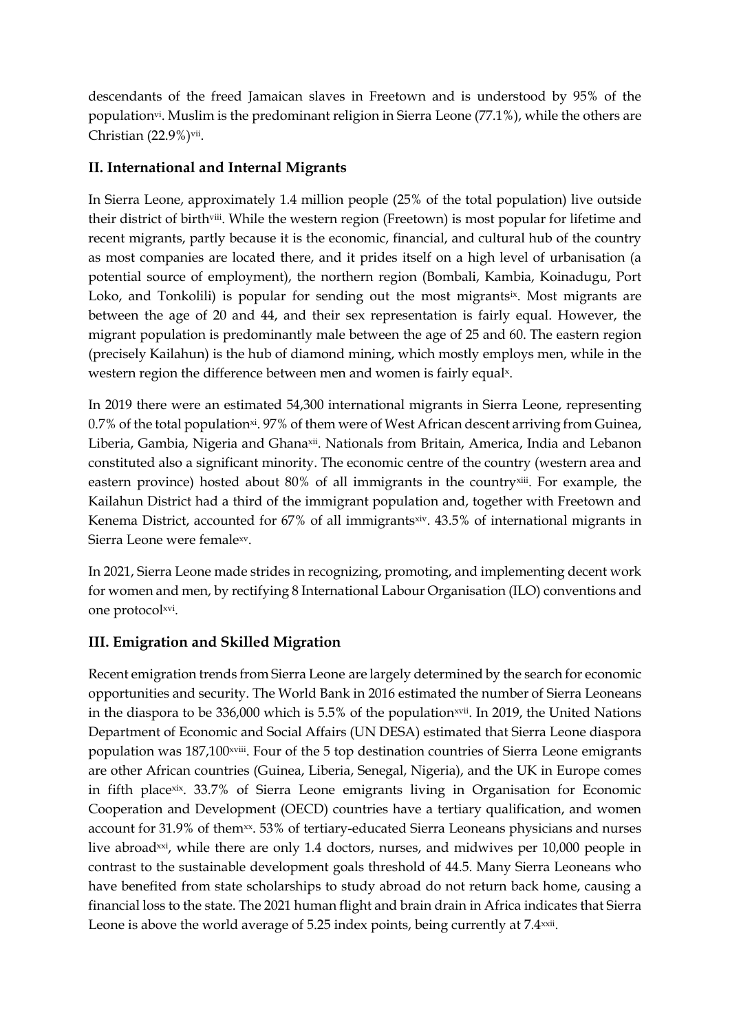descendants of the freed Jamaican slaves in Freetown and is understood by 95% of the population[vi]. Muslim is the predominant religion in Sierra Leone (77.1%), while the others are Christian (22.9%)[vii].

## II. International and Internal Migrants

In Sierra Leone, approximately 1.4 million people (25% of the total population) live outside their district of birth[viii]. While the western region (Freetown) is most popular for lifetime and recent migrants, partly because it is the economic, financial, and cultural hub of the country as most companies are located there, and it prides itself on a high level of urbanisation (a potential source of employment), the northern region (Bombali, Kambia, Koinadugu, Port Loko, and Tonkolili) is popular for sending out the most migrants[ix]. Most migrants are between the age of 20 and 44, and their sex representation is fairly equal. However, the migrant population is predominantly male between the age of 25 and 60. The eastern region (precisely Kailahun) is the hub of diamond mining, which mostly employs men, while in the western region the difference between men and women is fairly equal[x].

In 2019 there were an estimated 54,300 international migrants in Sierra Leone, representing 0.7% of the total population[xi]. 97% of them were of West African descent arriving from Guinea, Liberia, Gambia, Nigeria and Ghana[xii]. Nationals from Britain, America, India and Lebanon constituted also a significant minority. The economic centre of the country (western area and eastern province) hosted about 80% of all immigrants in the country[xiii]. For example, the Kailahun District had a third of the immigrant population and, together with Freetown and Kenema District, accounted for 67% of all immigrants[xiv]. 43.5% of international migrants in Sierra Leone were female[xv].

In 2021, Sierra Leone made strides in recognizing, promoting, and implementing decent work for women and men, by rectifying 8 International Labour Organisation (ILO) conventions and one protocol[xvi].

## III. Emigration and Skilled Migration

Recent emigration trends from Sierra Leone are largely determined by the search for economic opportunities and security. The World Bank in 2016 estimated the number of Sierra Leoneans in the diaspora to be 336,000 which is 5.5% of the population[xvii]. In 2019, the United Nations Department of Economic and Social Affairs (UN DESA) estimated that Sierra Leone diaspora population was 187,100[xviii]. Four of the 5 top destination countries of Sierra Leone emigrants are other African countries (Guinea, Liberia, Senegal, Nigeria), and the UK in Europe comes in fifth place[xix]. 33.7% of Sierra Leone emigrants living in Organisation for Economic Cooperation and Development (OECD) countries have a tertiary qualification, and women account for 31.9% of them[xx]. 53% of tertiary-educated Sierra Leoneans physicians and nurses live abroad[xxi], while there are only 1.4 doctors, nurses, and midwives per 10,000 people in contrast to the sustainable development goals threshold of 44.5. Many Sierra Leoneans who have benefited from state scholarships to study abroad do not return back home, causing a financial loss to the state. The 2021 human flight and brain drain in Africa indicates that Sierra Leone is above the world average of 5.25 index points, being currently at 7.4[xxii].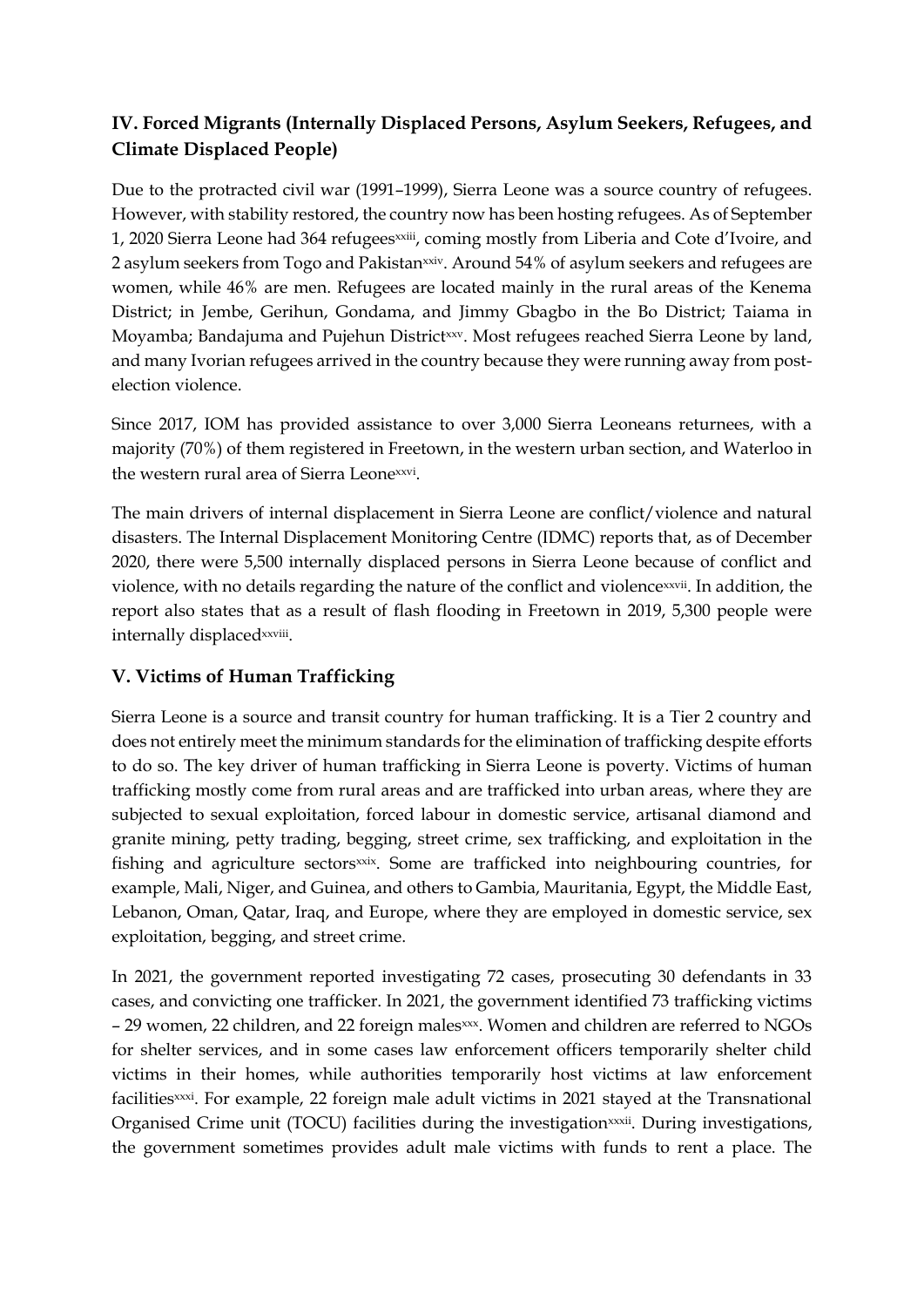## IV. Forced Migrants (Internally Displaced Persons, Asylum Seekers, Refugees, and Climate Displaced People)

Due to the protracted civil war (1991–1999), Sierra Leone was a source country of refugees. However, with stability restored, the country now has been hosting refugees. As of September 1, 2020 Sierra Leone had 364 refugees[xxiii], coming mostly from Liberia and Cote d'Ivoire, and 2 asylum seekers from Togo and Pakistan[xxiv]. Around 54% of asylum seekers and refugees are women, while 46% are men. Refugees are located mainly in the rural areas of the Kenema District; in Jembe, Gerihun, Gondama, and Jimmy Gbagbo in the Bo District; Taiama in Moyamba; Bandajuma and Pujehun District[xxv]. Most refugees reached Sierra Leone by land, and many Ivorian refugees arrived in the country because they were running away from post-election violence.

Since 2017, IOM has provided assistance to over 3,000 Sierra Leoneans returnees, with a majority (70%) of them registered in Freetown, in the western urban section, and Waterloo in the western rural area of Sierra Leone[xxvi].

The main drivers of internal displacement in Sierra Leone are conflict/violence and natural disasters. The Internal Displacement Monitoring Centre (IDMC) reports that, as of December 2020, there were 5,500 internally displaced persons in Sierra Leone because of conflict and violence, with no details regarding the nature of the conflict and violence[xxvii]. In addition, the report also states that as a result of flash flooding in Freetown in 2019, 5,300 people were internally displaced[xxviii].

## V. Victims of Human Trafficking

Sierra Leone is a source and transit country for human trafficking. It is a Tier 2 country and does not entirely meet the minimum standards for the elimination of trafficking despite efforts to do so. The key driver of human trafficking in Sierra Leone is poverty. Victims of human trafficking mostly come from rural areas and are trafficked into urban areas, where they are subjected to sexual exploitation, forced labour in domestic service, artisanal diamond and granite mining, petty trading, begging, street crime, sex trafficking, and exploitation in the fishing and agriculture sectors[xxix]. Some are trafficked into neighbouring countries, for example, Mali, Niger, and Guinea, and others to Gambia, Mauritania, Egypt, the Middle East, Lebanon, Oman, Qatar, Iraq, and Europe, where they are employed in domestic service, sex exploitation, begging, and street crime.

In 2021, the government reported investigating 72 cases, prosecuting 30 defendants in 33 cases, and convicting one trafficker. In 2021, the government identified 73 trafficking victims – 29 women, 22 children, and 22 foreign males[xxx]. Women and children are referred to NGOs for shelter services, and in some cases law enforcement officers temporarily shelter child victims in their homes, while authorities temporarily host victims at law enforcement facilities[xxxi]. For example, 22 foreign male adult victims in 2021 stayed at the Transnational Organised Crime unit (TOCU) facilities during the investigation[xxxii]. During investigations, the government sometimes provides adult male victims with funds to rent a place. The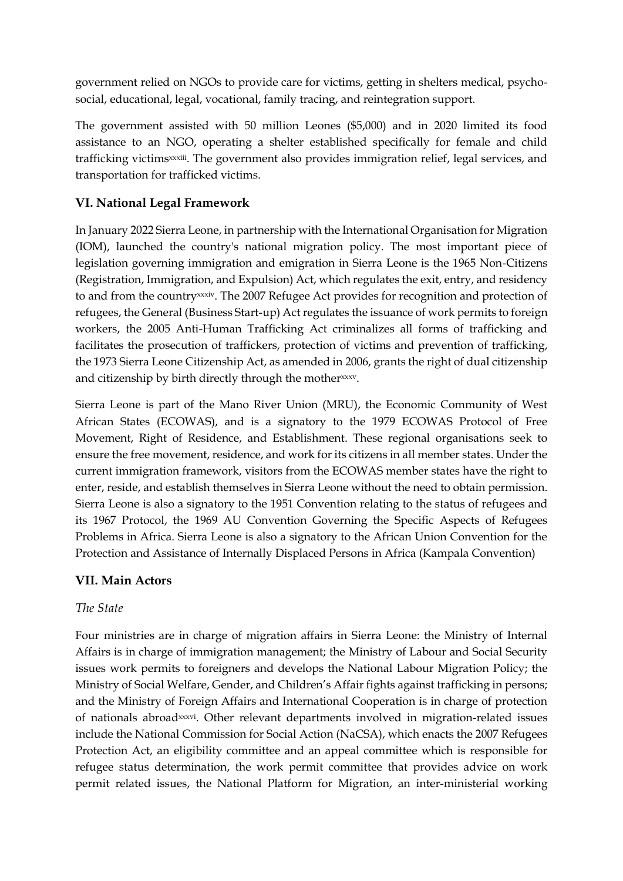government relied on NGOs to provide care for victims, getting in shelters medical, psycho-social, educational, legal, vocational, family tracing, and reintegration support.

The government assisted with 50 million Leones ($5,000) and in 2020 limited its food assistance to an NGO, operating a shelter established specifically for female and child trafficking victims[xxxiii]. The government also provides immigration relief, legal services, and transportation for trafficked victims.

## VI. National Legal Framework

In January 2022 Sierra Leone, in partnership with the International Organisation for Migration (IOM), launched the country's national migration policy. The most important piece of legislation governing immigration and emigration in Sierra Leone is the 1965 Non-Citizens (Registration, Immigration, and Expulsion) Act, which regulates the exit, entry, and residency to and from the country[xxxiv]. The 2007 Refugee Act provides for recognition and protection of refugees, the General (Business Start-up) Act regulates the issuance of work permits to foreign workers, the 2005 Anti-Human Trafficking Act criminalizes all forms of trafficking and facilitates the prosecution of traffickers, protection of victims and prevention of trafficking, the 1973 Sierra Leone Citizenship Act, as amended in 2006, grants the right of dual citizenship and citizenship by birth directly through the mother[xxxv].

Sierra Leone is part of the Mano River Union (MRU), the Economic Community of West African States (ECOWAS), and is a signatory to the 1979 ECOWAS Protocol of Free Movement, Right of Residence, and Establishment. These regional organisations seek to ensure the free movement, residence, and work for its citizens in all member states. Under the current immigration framework, visitors from the ECOWAS member states have the right to enter, reside, and establish themselves in Sierra Leone without the need to obtain permission. Sierra Leone is also a signatory to the 1951 Convention relating to the status of refugees and its 1967 Protocol, the 1969 AU Convention Governing the Specific Aspects of Refugees Problems in Africa. Sierra Leone is also a signatory to the African Union Convention for the Protection and Assistance of Internally Displaced Persons in Africa (Kampala Convention)

## VII. Main Actors

*The State*

Four ministries are in charge of migration affairs in Sierra Leone: the Ministry of Internal Affairs is in charge of immigration management; the Ministry of Labour and Social Security issues work permits to foreigners and develops the National Labour Migration Policy; the Ministry of Social Welfare, Gender, and Children's Affair fights against trafficking in persons; and the Ministry of Foreign Affairs and International Cooperation is in charge of protection of nationals abroad[xxxvi]. Other relevant departments involved in migration-related issues include the National Commission for Social Action (NaCSA), which enacts the 2007 Refugees Protection Act, an eligibility committee and an appeal committee which is responsible for refugee status determination, the work permit committee that provides advice on work permit related issues, the National Platform for Migration, an inter-ministerial working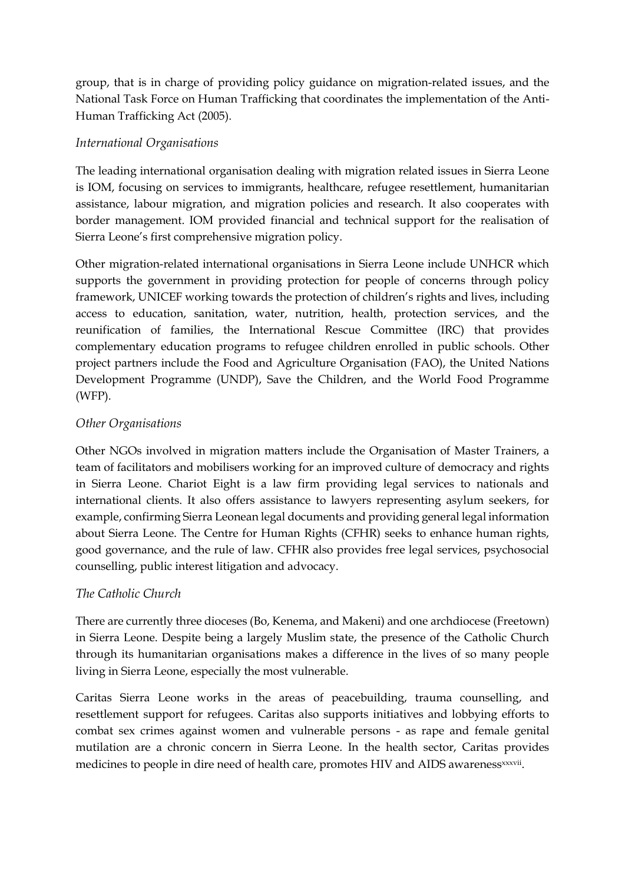group, that is in charge of providing policy guidance on migration-related issues, and the National Task Force on Human Trafficking that coordinates the implementation of the Anti-Human Trafficking Act (2005).

*International Organisations*

The leading international organisation dealing with migration related issues in Sierra Leone is IOM, focusing on services to immigrants, healthcare, refugee resettlement, humanitarian assistance, labour migration, and migration policies and research. It also cooperates with border management. IOM provided financial and technical support for the realisation of Sierra Leone's first comprehensive migration policy.

Other migration-related international organisations in Sierra Leone include UNHCR which supports the government in providing protection for people of concerns through policy framework, UNICEF working towards the protection of children's rights and lives, including access to education, sanitation, water, nutrition, health, protection services, and the reunification of families, the International Rescue Committee (IRC) that provides complementary education programs to refugee children enrolled in public schools. Other project partners include the Food and Agriculture Organisation (FAO), the United Nations Development Programme (UNDP), Save the Children, and the World Food Programme (WFP).

*Other Organisations*

Other NGOs involved in migration matters include the Organisation of Master Trainers, a team of facilitators and mobilisers working for an improved culture of democracy and rights in Sierra Leone. Chariot Eight is a law firm providing legal services to nationals and international clients. It also offers assistance to lawyers representing asylum seekers, for example, confirming Sierra Leonean legal documents and providing general legal information about Sierra Leone. The Centre for Human Rights (CFHR) seeks to enhance human rights, good governance, and the rule of law. CFHR also provides free legal services, psychosocial counselling, public interest litigation and advocacy.

*The Catholic Church*

There are currently three dioceses (Bo, Kenema, and Makeni) and one archdiocese (Freetown) in Sierra Leone. Despite being a largely Muslim state, the presence of the Catholic Church through its humanitarian organisations makes a difference in the lives of so many people living in Sierra Leone, especially the most vulnerable.

Caritas Sierra Leone works in the areas of peacebuilding, trauma counselling, and resettlement support for refugees. Caritas also supports initiatives and lobbying efforts to combat sex crimes against women and vulnerable persons - as rape and female genital mutilation are a chronic concern in Sierra Leone. In the health sector, Caritas provides medicines to people in dire need of health care, promotes HIV and AIDS awareness[xxxvii].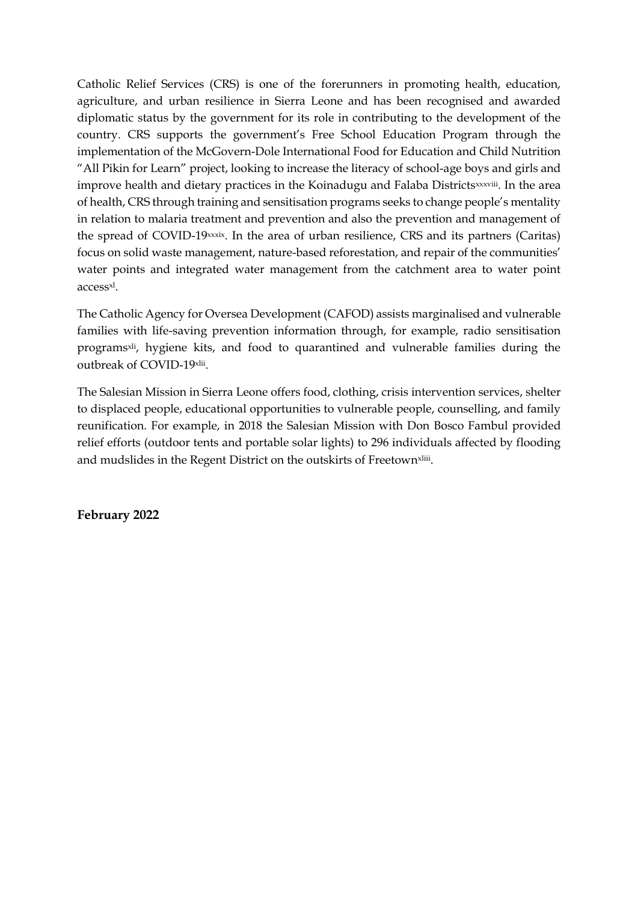Catholic Relief Services (CRS) is one of the forerunners in promoting health, education, agriculture, and urban resilience in Sierra Leone and has been recognised and awarded diplomatic status by the government for its role in contributing to the development of the country. CRS supports the government's Free School Education Program through the implementation of the McGovern-Dole International Food for Education and Child Nutrition "All Pikin for Learn" project, looking to increase the literacy of school-age boys and girls and improve health and dietary practices in the Koinadugu and Falaba Districts[xxxviii]. In the area of health, CRS through training and sensitisation programs seeks to change people's mentality in relation to malaria treatment and prevention and also the prevention and management of the spread of COVID-19[xxxix]. In the area of urban resilience, CRS and its partners (Caritas) focus on solid waste management, nature-based reforestation, and repair of the communities' water points and integrated water management from the catchment area to water point access[xl].

The Catholic Agency for Oversea Development (CAFOD) assists marginalised and vulnerable families with life-saving prevention information through, for example, radio sensitisation programs[xli], hygiene kits, and food to quarantined and vulnerable families during the outbreak of COVID-19[xlii].

The Salesian Mission in Sierra Leone offers food, clothing, crisis intervention services, shelter to displaced people, educational opportunities to vulnerable people, counselling, and family reunification. For example, in 2018 the Salesian Mission with Don Bosco Fambul provided relief efforts (outdoor tents and portable solar lights) to 296 individuals affected by flooding and mudslides in the Regent District on the outskirts of Freetown[xliii].

**February 2022**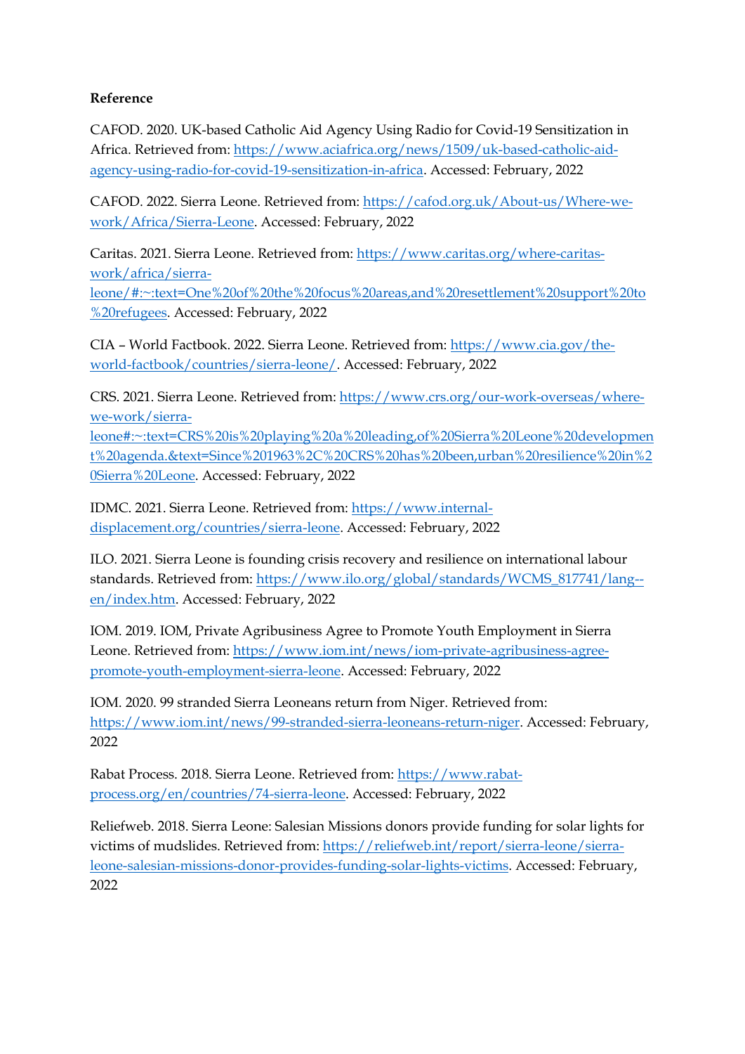**Reference**

CAFOD. 2020. UK-based Catholic Aid Agency Using Radio for Covid-19 Sensitization in Africa. Retrieved from: https://www.aciafrica.org/news/1509/uk-based-catholic-aid-agency-using-radio-for-covid-19-sensitization-in-africa. Accessed: February, 2022

CAFOD. 2022. Sierra Leone. Retrieved from: https://cafod.org.uk/About-us/Where-we-work/Africa/Sierra-Leone. Accessed: February, 2022

Caritas. 2021. Sierra Leone. Retrieved from: https://www.caritas.org/where-caritas-work/africa/sierra-leone/#:~:text=One%20of%20the%20focus%20areas,and%20resettlement%20support%20to%20refugees. Accessed: February, 2022

CIA – World Factbook. 2022. Sierra Leone. Retrieved from: https://www.cia.gov/the-world-factbook/countries/sierra-leone/. Accessed: February, 2022

CRS. 2021. Sierra Leone. Retrieved from: https://www.crs.org/our-work-overseas/where-we-work/sierra-leone#:~:text=CRS%20is%20playing%20a%20leading,of%20Sierra%20Leone%20development%20agenda.&text=Since%201963%2C%20CRS%20has%20been,urban%20resilience%20in%20Sierra%20Leone. Accessed: February, 2022

IDMC. 2021. Sierra Leone. Retrieved from: https://www.internal-displacement.org/countries/sierra-leone. Accessed: February, 2022

ILO. 2021. Sierra Leone is founding crisis recovery and resilience on international labour standards. Retrieved from: https://www.ilo.org/global/standards/WCMS_817741/lang--en/index.htm. Accessed: February, 2022

IOM. 2019. IOM, Private Agribusiness Agree to Promote Youth Employment in Sierra Leone. Retrieved from: https://www.iom.int/news/iom-private-agribusiness-agree-promote-youth-employment-sierra-leone. Accessed: February, 2022

IOM. 2020. 99 stranded Sierra Leoneans return from Niger. Retrieved from: https://www.iom.int/news/99-stranded-sierra-leoneans-return-niger. Accessed: February, 2022

Rabat Process. 2018. Sierra Leone. Retrieved from: https://www.rabat-process.org/en/countries/74-sierra-leone. Accessed: February, 2022

Reliefweb. 2018. Sierra Leone: Salesian Missions donors provide funding for solar lights for victims of mudslides. Retrieved from: https://reliefweb.int/report/sierra-leone/sierra-leone-salesian-missions-donor-provides-funding-solar-lights-victims. Accessed: February, 2022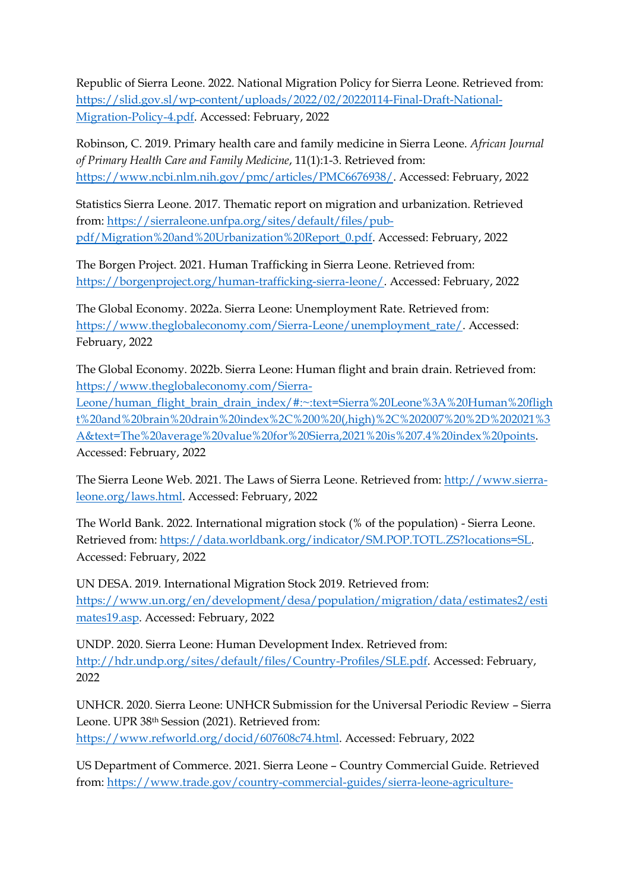Republic of Sierra Leone. 2022. National Migration Policy for Sierra Leone. Retrieved from: https://slid.gov.sl/wp-content/uploads/2022/02/20220114-Final-Draft-National-Migration-Policy-4.pdf. Accessed: February, 2022

Robinson, C. 2019. Primary health care and family medicine in Sierra Leone. *African Journal of Primary Health Care and Family Medicine*, 11(1):1-3. Retrieved from: https://www.ncbi.nlm.nih.gov/pmc/articles/PMC6676938/. Accessed: February, 2022

Statistics Sierra Leone. 2017. Thematic report on migration and urbanization. Retrieved from: https://sierraleone.unfpa.org/sites/default/files/pub-pdf/Migration%20and%20Urbanization%20Report_0.pdf. Accessed: February, 2022

The Borgen Project. 2021. Human Trafficking in Sierra Leone. Retrieved from: https://borgenproject.org/human-trafficking-sierra-leone/. Accessed: February, 2022

The Global Economy. 2022a. Sierra Leone: Unemployment Rate. Retrieved from: https://www.theglobaleconomy.com/Sierra-Leone/unemployment_rate/. Accessed: February, 2022

The Global Economy. 2022b. Sierra Leone: Human flight and brain drain. Retrieved from: https://www.theglobaleconomy.com/Sierra-Leone/human_flight_brain_drain_index/#:~:text=Sierra%20Leone%3A%20Human%20flight%20and%20brain%20drain%20index%2C%200%20(,high)%2C%202007%20%2D%202021%3A&text=The%20average%20value%20for%20Sierra,2021%20is%207.4%20index%20points. Accessed: February, 2022

The Sierra Leone Web. 2021. The Laws of Sierra Leone. Retrieved from: http://www.sierra-leone.org/laws.html. Accessed: February, 2022

The World Bank. 2022. International migration stock (% of the population) - Sierra Leone. Retrieved from: https://data.worldbank.org/indicator/SM.POP.TOTL.ZS?locations=SL. Accessed: February, 2022

UN DESA. 2019. International Migration Stock 2019. Retrieved from: https://www.un.org/en/development/desa/population/migration/data/estimates2/estimates19.asp. Accessed: February, 2022

UNDP. 2020. Sierra Leone: Human Development Index. Retrieved from: http://hdr.undp.org/sites/default/files/Country-Profiles/SLE.pdf. Accessed: February, 2022

UNHCR. 2020. Sierra Leone: UNHCR Submission for the Universal Periodic Review – Sierra Leone. UPR 38th Session (2021). Retrieved from: https://www.refworld.org/docid/607608c74.html. Accessed: February, 2022

US Department of Commerce. 2021. Sierra Leone – Country Commercial Guide. Retrieved from: https://www.trade.gov/country-commercial-guides/sierra-leone-agriculture-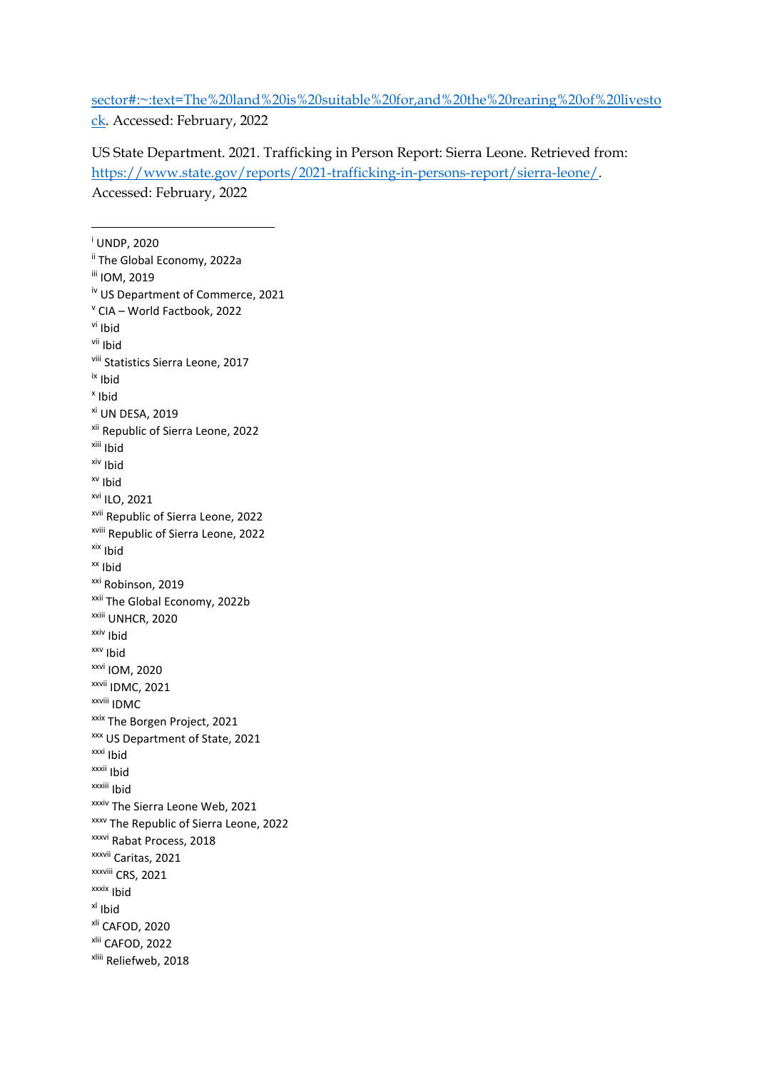sector#:~:text=The%20land%20is%20suitable%20for,and%20the%20rearing%20of%20livestock. Accessed: February, 2022

US State Department. 2021. Trafficking in Person Report: Sierra Leone. Retrieved from: https://www.state.gov/reports/2021-trafficking-in-persons-report/sierra-leone/. Accessed: February, 2022

---

[i] UNDP, 2020
[ii] The Global Economy, 2022a
[iii] IOM, 2019
[iv] US Department of Commerce, 2021
[v] CIA – World Factbook, 2022
[vi] Ibid
[vii] Ibid
[viii] Statistics Sierra Leone, 2017
[ix] Ibid
[x] Ibid
[xi] UN DESA, 2019
[xii] Republic of Sierra Leone, 2022
[xiii] Ibid
[xiv] Ibid
[xv] Ibid
[xvi] ILO, 2021
[xvii] Republic of Sierra Leone, 2022
[xviii] Republic of Sierra Leone, 2022
[xix] Ibid
[xx] Ibid
[xxi] Robinson, 2019
[xxii] The Global Economy, 2022b
[xxiii] UNHCR, 2020
[xxiv] Ibid
[xxv] Ibid
[xxvi] IOM, 2020
[xxvii] IDMC, 2021
[xxviii] IDMC
[xxix] The Borgen Project, 2021
[xxx] US Department of State, 2021
[xxxi] Ibid
[xxxii] Ibid
[xxxiii] Ibid
[xxxiv] The Sierra Leone Web, 2021
[xxxv] The Republic of Sierra Leone, 2022
[xxxvi] Rabat Process, 2018
[xxxvii] Caritas, 2021
[xxxviii] CRS, 2021
[xxxix] Ibid
[xl] Ibid
[xli] CAFOD, 2020
[xlii] CAFOD, 2022
[xliii] Reliefweb, 2018